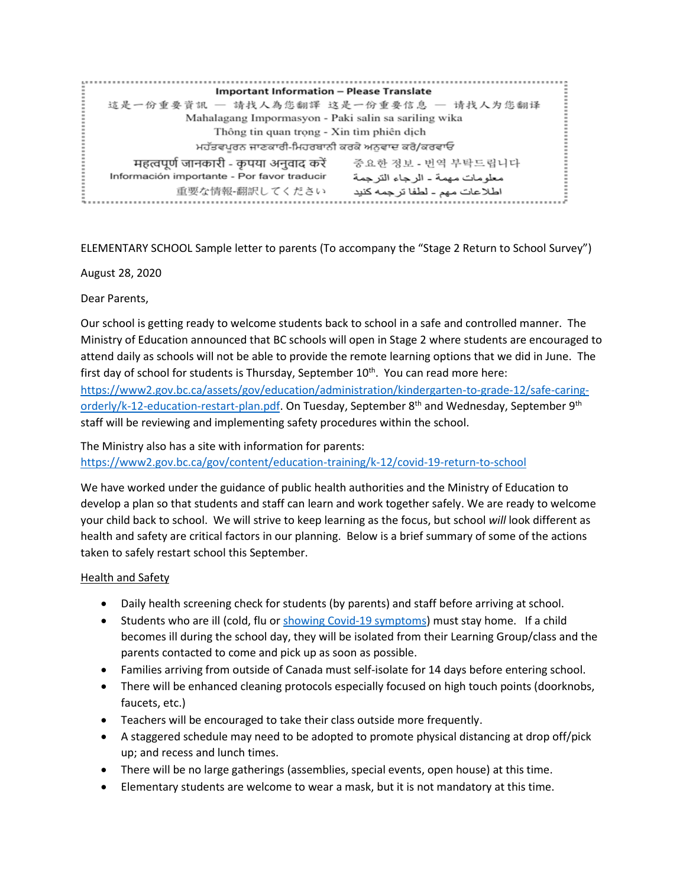**Important Information – Please Translate**

這是一份重要資訊 — 請找人為您翻譯 这是一份重要信息 — 请找人为您翻译

Mahalagang Impormasyon - Paki salin sa sariling wika

Thông tin quan trọng - Xin tìm phiên dịch

ਮਹੱਤਵਪੂਰਨ ਜਾਣਕਾਰੀ-ਮਿਹਰਬਾਨੀ ਕਰਕੇ ਅਨੁਵਾਦ ਕਰੋ/ਕਰਵਾਓ

महत्वपूर्ण जानकारी - कृपया अनुवाद करें

중요한 정보 - 번역 부탁드립니다

Información importante - Por favor traducir

معلومات مهمة - الرجاء الترجمة

重要な情報-翻訳してください

اطلاعات مهم - لطفا ترجمه کنید

ELEMENTARY SCHOOL Sample letter to parents (To accompany the "Stage 2 Return to School Survey")

August 28, 2020

Dear Parents,

Our school is getting ready to welcome students back to school in a safe and controlled manner. The Ministry of Education announced that BC schools will open in Stage 2 where students are encouraged to attend daily as schools will not be able to provide the remote learning options that we did in June. The first day of school for students is Thursday, September 10th. You can read more here: https://www2.gov.bc.ca/assets/gov/education/administration/kindergarten-to-grade-12/safe-caring-orderly/k-12-education-restart-plan.pdf. On Tuesday, September 8th and Wednesday, September 9th staff will be reviewing and implementing safety procedures within the school.

The Ministry also has a site with information for parents: https://www2.gov.bc.ca/gov/content/education-training/k-12/covid-19-return-to-school

We have worked under the guidance of public health authorities and the Ministry of Education to develop a plan so that students and staff can learn and work together safely. We are ready to welcome your child back to school. We will strive to keep learning as the focus, but school *will* look different as health and safety are critical factors in our planning. Below is a brief summary of some of the actions taken to safely restart school this September.

<u>Health and Safety</u>

- Daily health screening check for students (by parents) and staff before arriving at school.
- Students who are ill (cold, flu or showing Covid-19 symptoms) must stay home. If a child becomes ill during the school day, they will be isolated from their Learning Group/class and the parents contacted to come and pick up as soon as possible.
- Families arriving from outside of Canada must self-isolate for 14 days before entering school.
- There will be enhanced cleaning protocols especially focused on high touch points (doorknobs, faucets, etc.)
- Teachers will be encouraged to take their class outside more frequently.
- A staggered schedule may need to be adopted to promote physical distancing at drop off/pick up; and recess and lunch times.
- There will be no large gatherings (assemblies, special events, open house) at this time.
- Elementary students are welcome to wear a mask, but it is not mandatory at this time.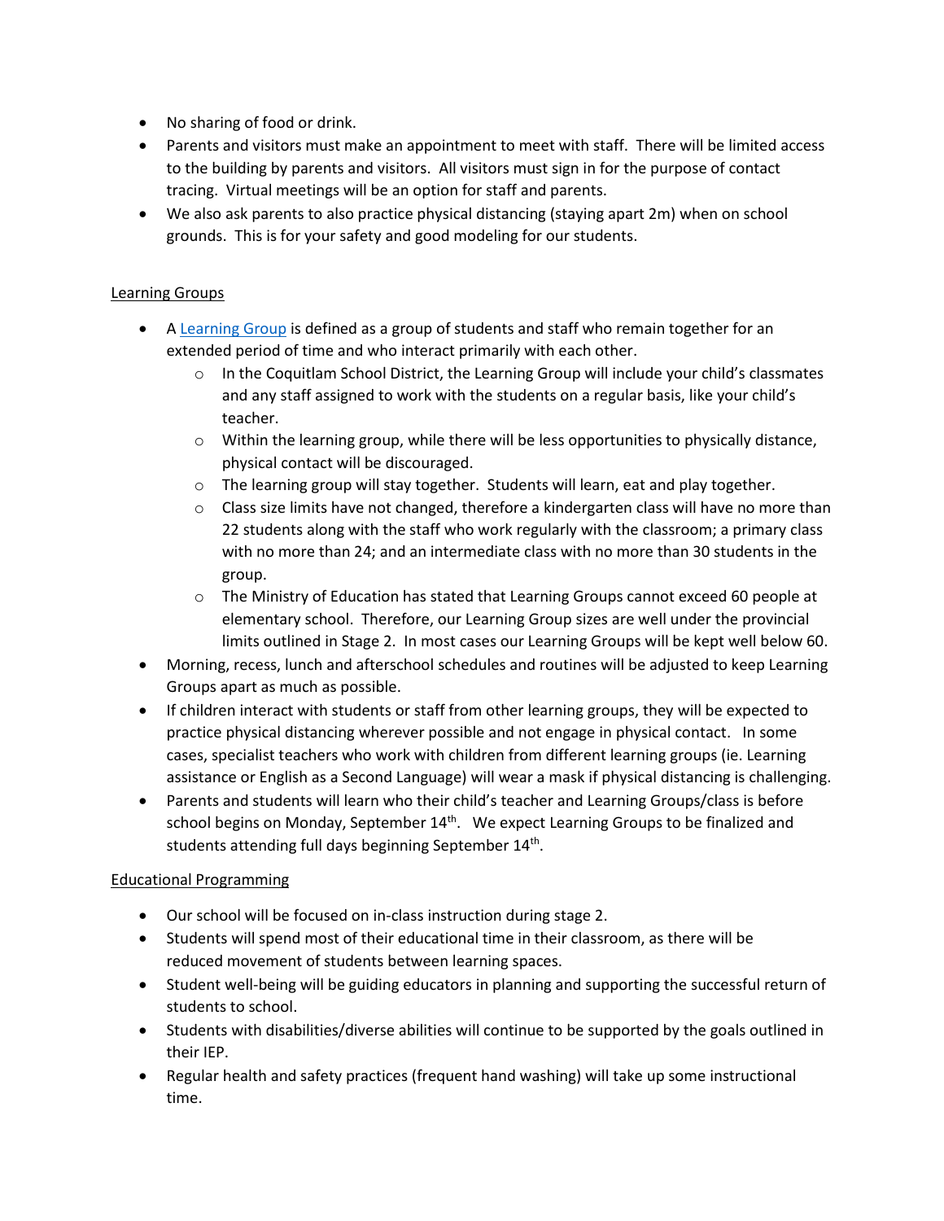- No sharing of food or drink.
- Parents and visitors must make an appointment to meet with staff. There will be limited access to the building by parents and visitors. All visitors must sign in for the purpose of contact tracing. Virtual meetings will be an option for staff and parents.
- We also ask parents to also practice physical distancing (staying apart 2m) when on school grounds. This is for your safety and good modeling for our students.

## Learning Groups

- A Learning Group is defined as a group of students and staff who remain together for an extended period of time and who interact primarily with each other.
  - In the Coquitlam School District, the Learning Group will include your child's classmates and any staff assigned to work with the students on a regular basis, like your child's teacher.
  - Within the learning group, while there will be less opportunities to physically distance, physical contact will be discouraged.
  - The learning group will stay together. Students will learn, eat and play together.
  - Class size limits have not changed, therefore a kindergarten class will have no more than 22 students along with the staff who work regularly with the classroom; a primary class with no more than 24; and an intermediate class with no more than 30 students in the group.
  - The Ministry of Education has stated that Learning Groups cannot exceed 60 people at elementary school. Therefore, our Learning Group sizes are well under the provincial limits outlined in Stage 2. In most cases our Learning Groups will be kept well below 60.
- Morning, recess, lunch and afterschool schedules and routines will be adjusted to keep Learning Groups apart as much as possible.
- If children interact with students or staff from other learning groups, they will be expected to practice physical distancing wherever possible and not engage in physical contact. In some cases, specialist teachers who work with children from different learning groups (ie. Learning assistance or English as a Second Language) will wear a mask if physical distancing is challenging.
- Parents and students will learn who their child's teacher and Learning Groups/class is before school begins on Monday, September 14th. We expect Learning Groups to be finalized and students attending full days beginning September 14th.

## Educational Programming

- Our school will be focused on in-class instruction during stage 2.
- Students will spend most of their educational time in their classroom, as there will be reduced movement of students between learning spaces.
- Student well-being will be guiding educators in planning and supporting the successful return of students to school.
- Students with disabilities/diverse abilities will continue to be supported by the goals outlined in their IEP.
- Regular health and safety practices (frequent hand washing) will take up some instructional time.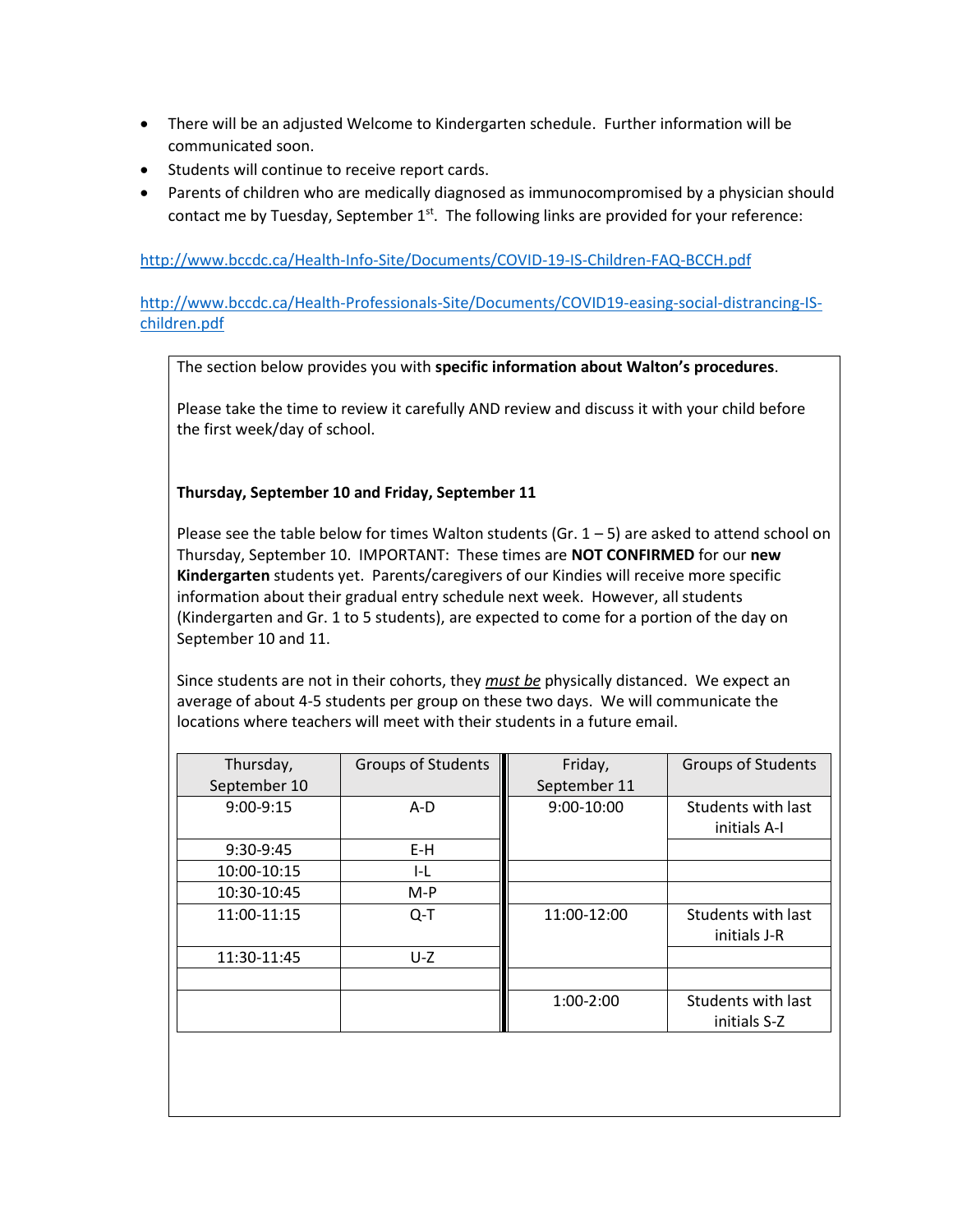- There will be an adjusted Welcome to Kindergarten schedule. Further information will be communicated soon.
- Students will continue to receive report cards.
- Parents of children who are medically diagnosed as immunocompromised by a physician should contact me by Tuesday, September 1st. The following links are provided for your reference:

http://www.bccdc.ca/Health-Info-Site/Documents/COVID-19-IS-Children-FAQ-BCCH.pdf

http://www.bccdc.ca/Health-Professionals-Site/Documents/COVID19-easing-social-distrancing-IS-children.pdf

The section below provides you with **specific information about Walton's procedures**.

Please take the time to review it carefully AND review and discuss it with your child before the first week/day of school.

**Thursday, September 10 and Friday, September 11**

Please see the table below for times Walton students (Gr. 1 – 5) are asked to attend school on Thursday, September 10. IMPORTANT: These times are **NOT CONFIRMED** for our **new Kindergarten** students yet. Parents/caregivers of our Kindies will receive more specific information about their gradual entry schedule next week. However, all students (Kindergarten and Gr. 1 to 5 students), are expected to come for a portion of the day on September 10 and 11.

Since students are not in their cohorts, they ***must be*** physically distanced. We expect an average of about 4-5 students per group on these two days. We will communicate the locations where teachers will meet with their students in a future email.

| Thursday, September 10 | Groups of Students | Friday, September 11 | Groups of Students |
|---|---|---|---|
| 9:00-9:15 | A-D | 9:00-10:00 | Students with last initials A-I |
| 9:30-9:45 | E-H | | |
| 10:00-10:15 | I-L | | |
| 10:30-10:45 | M-P | | |
| 11:00-11:15 | Q-T | 11:00-12:00 | Students with last initials J-R |
| 11:30-11:45 | U-Z | | |
| | | | |
| | | 1:00-2:00 | Students with last initials S-Z |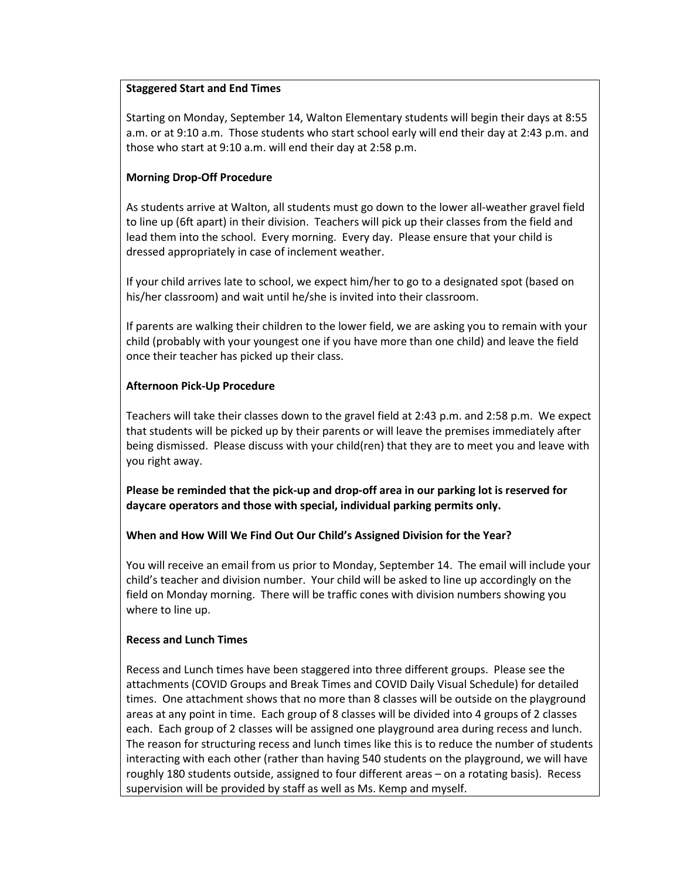**Staggered Start and End Times**

Starting on Monday, September 14, Walton Elementary students will begin their days at 8:55 a.m. or at 9:10 a.m. Those students who start school early will end their day at 2:43 p.m. and those who start at 9:10 a.m. will end their day at 2:58 p.m.

**Morning Drop-Off Procedure**

As students arrive at Walton, all students must go down to the lower all-weather gravel field to line up (6ft apart) in their division. Teachers will pick up their classes from the field and lead them into the school. Every morning. Every day. Please ensure that your child is dressed appropriately in case of inclement weather.

If your child arrives late to school, we expect him/her to go to a designated spot (based on his/her classroom) and wait until he/she is invited into their classroom.

If parents are walking their children to the lower field, we are asking you to remain with your child (probably with your youngest one if you have more than one child) and leave the field once their teacher has picked up their class.

**Afternoon Pick-Up Procedure**

Teachers will take their classes down to the gravel field at 2:43 p.m. and 2:58 p.m. We expect that students will be picked up by their parents or will leave the premises immediately after being dismissed. Please discuss with your child(ren) that they are to meet you and leave with you right away.

**Please be reminded that the pick-up and drop-off area in our parking lot is reserved for daycare operators and those with special, individual parking permits only.**

**When and How Will We Find Out Our Child's Assigned Division for the Year?**

You will receive an email from us prior to Monday, September 14. The email will include your child's teacher and division number. Your child will be asked to line up accordingly on the field on Monday morning. There will be traffic cones with division numbers showing you where to line up.

**Recess and Lunch Times**

Recess and Lunch times have been staggered into three different groups. Please see the attachments (COVID Groups and Break Times and COVID Daily Visual Schedule) for detailed times. One attachment shows that no more than 8 classes will be outside on the playground areas at any point in time. Each group of 8 classes will be divided into 4 groups of 2 classes each. Each group of 2 classes will be assigned one playground area during recess and lunch. The reason for structuring recess and lunch times like this is to reduce the number of students interacting with each other (rather than having 540 students on the playground, we will have roughly 180 students outside, assigned to four different areas – on a rotating basis). Recess supervision will be provided by staff as well as Ms. Kemp and myself.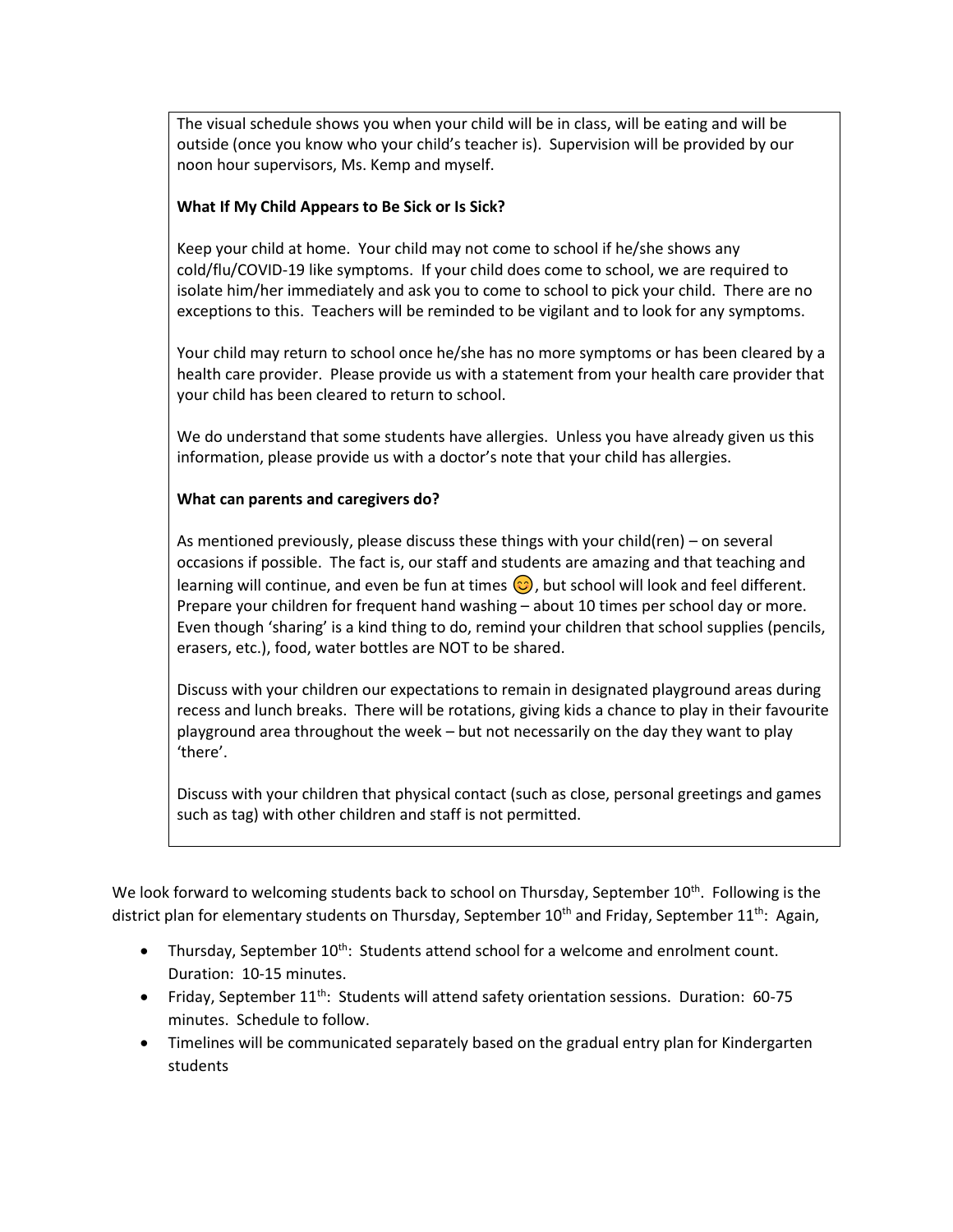The visual schedule shows you when your child will be in class, will be eating and will be outside (once you know who your child's teacher is). Supervision will be provided by our noon hour supervisors, Ms. Kemp and myself.

**What If My Child Appears to Be Sick or Is Sick?**

Keep your child at home. Your child may not come to school if he/she shows any cold/flu/COVID-19 like symptoms. If your child does come to school, we are required to isolate him/her immediately and ask you to come to school to pick your child. There are no exceptions to this. Teachers will be reminded to be vigilant and to look for any symptoms.

Your child may return to school once he/she has no more symptoms or has been cleared by a health care provider. Please provide us with a statement from your health care provider that your child has been cleared to return to school.

We do understand that some students have allergies. Unless you have already given us this information, please provide us with a doctor's note that your child has allergies.

**What can parents and caregivers do?**

As mentioned previously, please discuss these things with your child(ren) – on several occasions if possible. The fact is, our staff and students are amazing and that teaching and learning will continue, and even be fun at times 😊, but school will look and feel different. Prepare your children for frequent hand washing – about 10 times per school day or more. Even though 'sharing' is a kind thing to do, remind your children that school supplies (pencils, erasers, etc.), food, water bottles are NOT to be shared.

Discuss with your children our expectations to remain in designated playground areas during recess and lunch breaks. There will be rotations, giving kids a chance to play in their favourite playground area throughout the week – but not necessarily on the day they want to play 'there'.

Discuss with your children that physical contact (such as close, personal greetings and games such as tag) with other children and staff is not permitted.

We look forward to welcoming students back to school on Thursday, September 10th. Following is the district plan for elementary students on Thursday, September 10th and Friday, September 11th: Again,

- Thursday, September 10th: Students attend school for a welcome and enrolment count. Duration: 10-15 minutes.
- Friday, September 11th: Students will attend safety orientation sessions. Duration: 60-75 minutes. Schedule to follow.
- Timelines will be communicated separately based on the gradual entry plan for Kindergarten students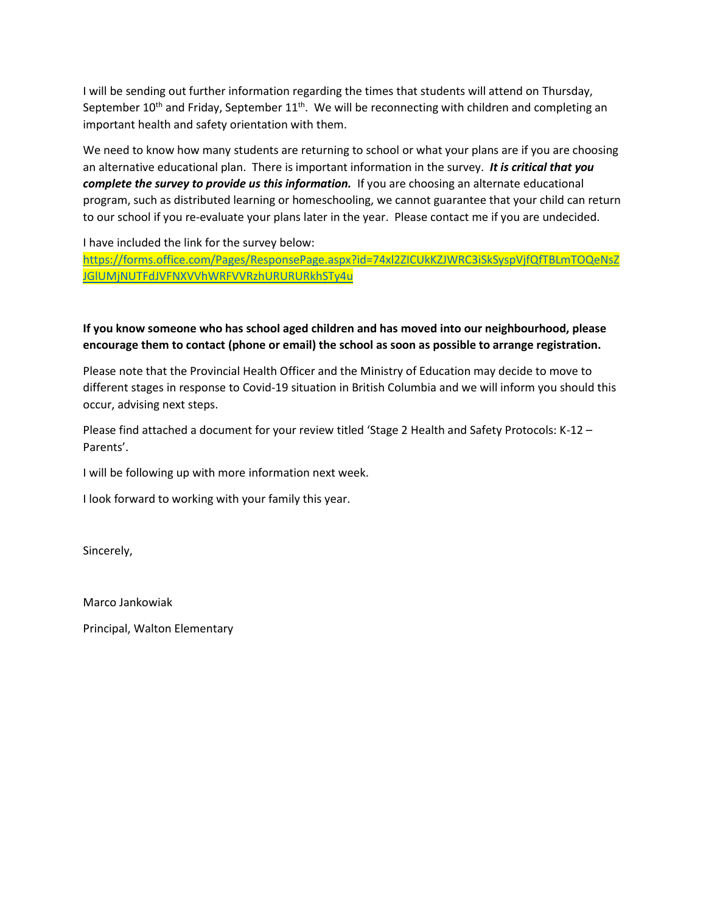I will be sending out further information regarding the times that students will attend on Thursday, September 10th and Friday, September 11th. We will be reconnecting with children and completing an important health and safety orientation with them.

We need to know how many students are returning to school or what your plans are if you are choosing an alternative educational plan. There is important information in the survey. ***It is critical that you complete the survey to provide us this information.*** If you are choosing an alternate educational program, such as distributed learning or homeschooling, we cannot guarantee that your child can return to our school if you re-evaluate your plans later in the year. Please contact me if you are undecided.

I have included the link for the survey below:
https://forms.office.com/Pages/ResponsePage.aspx?id=74xl2ZICUkKZJWRC3iSkSyspVjfQfTBLmTOQeNsZJGlUMjNUTFdJVFNXVVhWRFVVRzhURURURkhSTy4u

**If you know someone who has school aged children and has moved into our neighbourhood, please encourage them to contact (phone or email) the school as soon as possible to arrange registration.**

Please note that the Provincial Health Officer and the Ministry of Education may decide to move to different stages in response to Covid-19 situation in British Columbia and we will inform you should this occur, advising next steps.

Please find attached a document for your review titled 'Stage 2 Health and Safety Protocols: K-12 – Parents'.

I will be following up with more information next week.

I look forward to working with your family this year.

Sincerely,

Marco Jankowiak

Principal, Walton Elementary